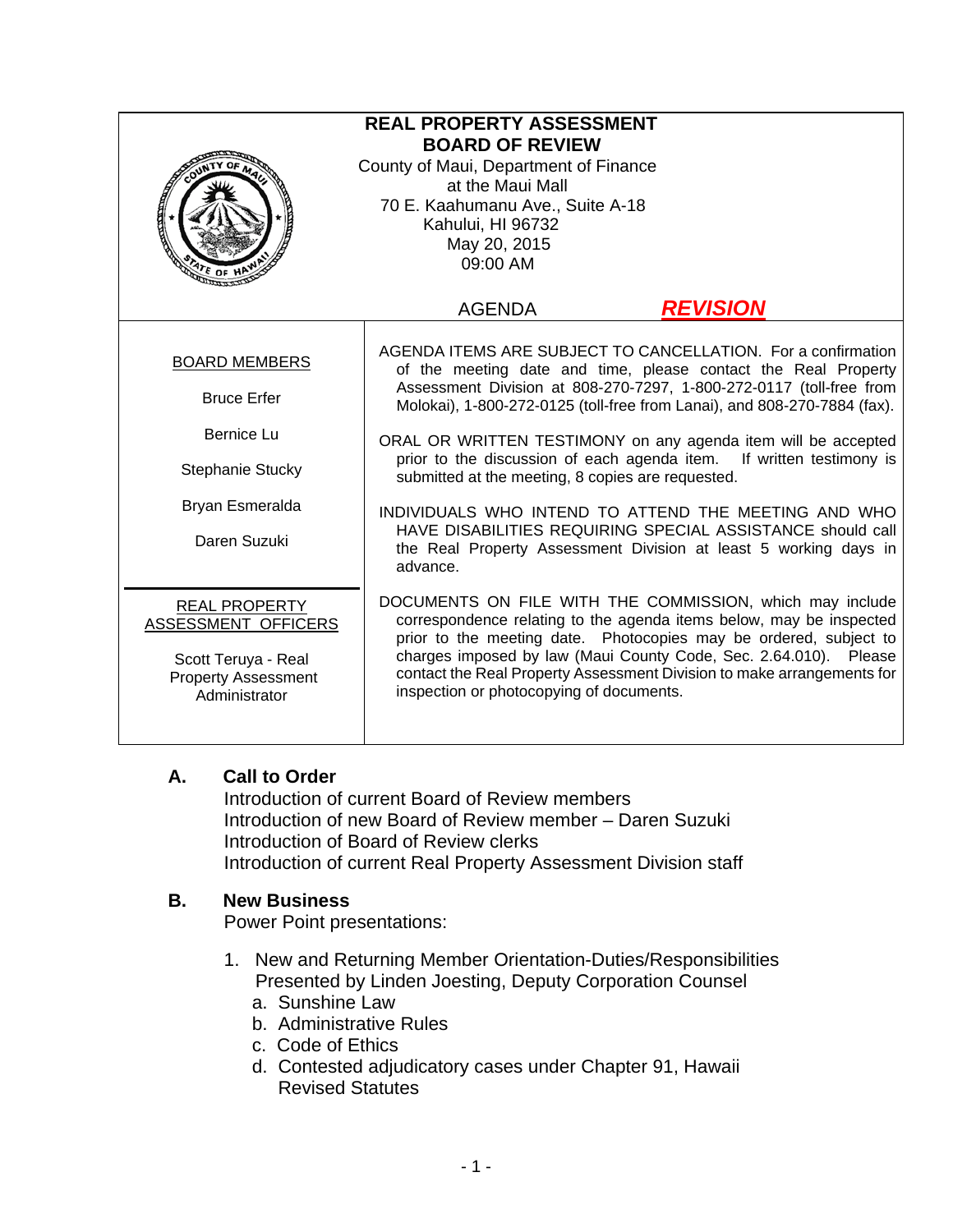# REAL PROPERTY ASSESSMENT BOARD OF REVIEW

County of Maui, Department of Finance
at the Maui Mall
70 E. Kaahumanu Ave., Suite A-18
Kahului, HI 96732
May 20, 2015
09:00 AM

AGENDA ***REVISION***

**BOARD MEMBERS**

Bruce Erfer

Bernice Lu

Stephanie Stucky

Bryan Esmeralda

Daren Suzuki

**REAL PROPERTY ASSESSMENT OFFICERS**

Scott Teruya - Real Property Assessment Administrator

AGENDA ITEMS ARE SUBJECT TO CANCELLATION. For a confirmation of the meeting date and time, please contact the Real Property Assessment Division at 808-270-7297, 1-800-272-0117 (toll-free from Molokai), 1-800-272-0125 (toll-free from Lanai), and 808-270-7884 (fax).

ORAL OR WRITTEN TESTIMONY on any agenda item will be accepted prior to the discussion of each agenda item. If written testimony is submitted at the meeting, 8 copies are requested.

INDIVIDUALS WHO INTEND TO ATTEND THE MEETING AND WHO HAVE DISABILITIES REQUIRING SPECIAL ASSISTANCE should call the Real Property Assessment Division at least 5 working days in advance.

DOCUMENTS ON FILE WITH THE COMMISSION, which may include correspondence relating to the agenda items below, may be inspected prior to the meeting date. Photocopies may be ordered, subject to charges imposed by law (Maui County Code, Sec. 2.64.010). Please contact the Real Property Assessment Division to make arrangements for inspection or photocopying of documents.

## A. Call to Order

Introduction of current Board of Review members
Introduction of new Board of Review member – Daren Suzuki
Introduction of Board of Review clerks
Introduction of current Real Property Assessment Division staff

## B. New Business

Power Point presentations:

1. New and Returning Member Orientation-Duties/Responsibilities
   Presented by Linden Joesting, Deputy Corporation Counsel
   a. Sunshine Law
   b. Administrative Rules
   c. Code of Ethics
   d. Contested adjudicatory cases under Chapter 91, Hawaii Revised Statutes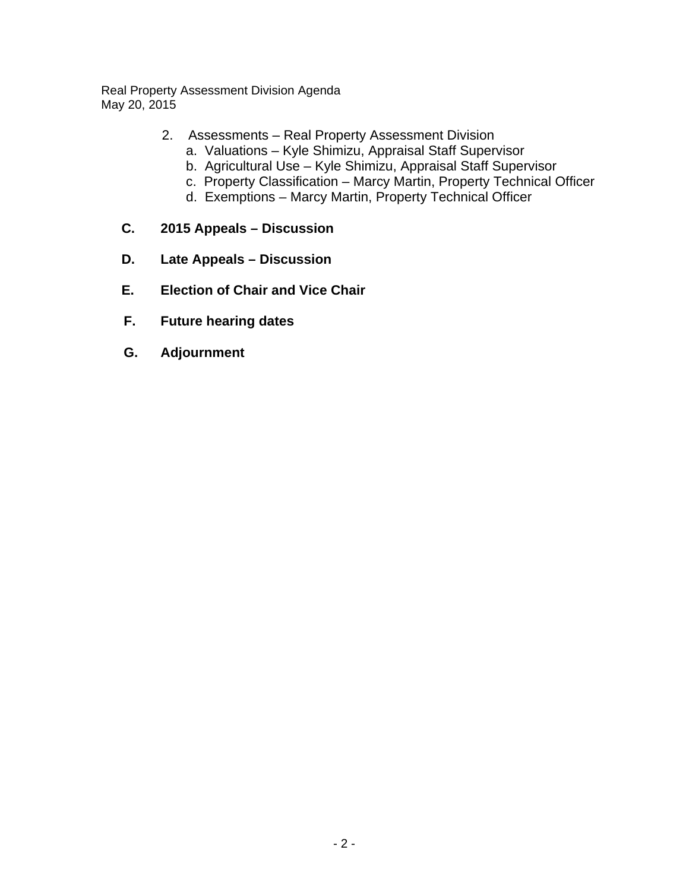2. Assessments – Real Property Assessment Division
    a. Valuations – Kyle Shimizu, Appraisal Staff Supervisor
    b. Agricultural Use – Kyle Shimizu, Appraisal Staff Supervisor
    c. Property Classification – Marcy Martin, Property Technical Officer
    d. Exemptions – Marcy Martin, Property Technical Officer

**C. 2015 Appeals – Discussion**

**D. Late Appeals – Discussion**

**E. Election of Chair and Vice Chair**

**F. Future hearing dates**

**G. Adjournment**